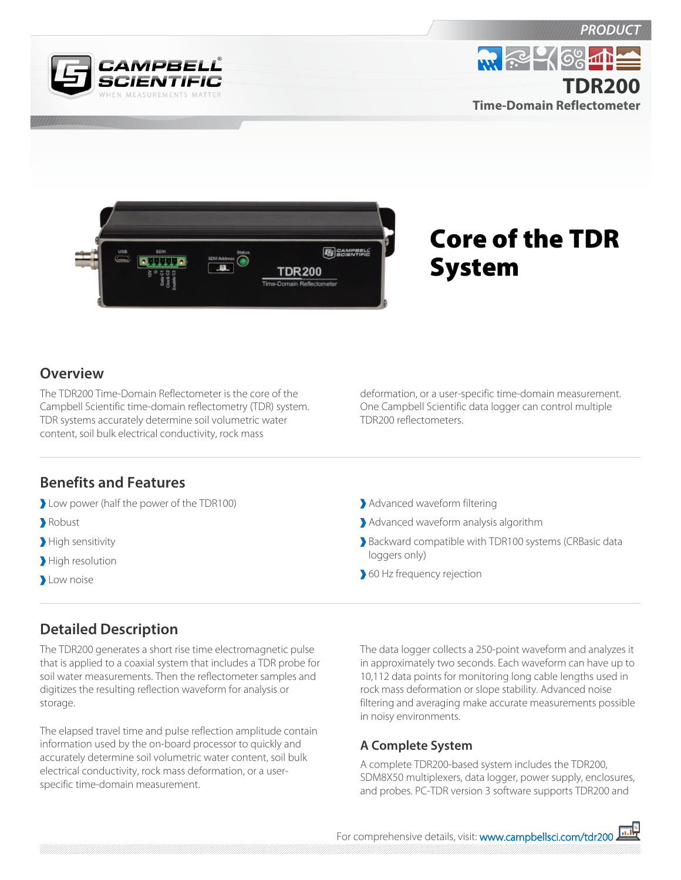PRODUCT

# TDR200

Time-Domain Reflectometer

# Core of the TDR System

## Overview

The TDR200 Time-Domain Reflectometer is the core of the Campbell Scientific time-domain reflectometry (TDR) system. TDR systems accurately determine soil volumetric water content, soil bulk electrical conductivity, rock mass deformation, or a user-specific time-domain measurement. One Campbell Scientific data logger can control multiple TDR200 reflectometers.

## Benefits and Features

- Low power (half the power of the TDR100)
- Robust
- High sensitivity
- High resolution
- Low noise
- Advanced waveform filtering
- Advanced waveform analysis algorithm
- Backward compatible with TDR100 systems (CRBasic data loggers only)
- 60 Hz frequency rejection

## Detailed Description

The TDR200 generates a short rise time electromagnetic pulse that is applied to a coaxial system that includes a TDR probe for soil water measurements. Then the reflectometer samples and digitizes the resulting reflection waveform for analysis or storage.

The elapsed travel time and pulse reflection amplitude contain information used by the on-board processor to quickly and accurately determine soil volumetric water content, soil bulk electrical conductivity, rock mass deformation, or a user-specific time-domain measurement.

The data logger collects a 250-point waveform and analyzes it in approximately two seconds. Each waveform can have up to 10,112 data points for monitoring long cable lengths used in rock mass deformation or slope stability. Advanced noise filtering and averaging make accurate measurements possible in noisy environments.

### A Complete System

A complete TDR200-based system includes the TDR200, SDM8X50 multiplexers, data logger, power supply, enclosures, and probes. PC-TDR version 3 software supports TDR200 and

For comprehensive details, visit: www.campbellsci.com/tdr200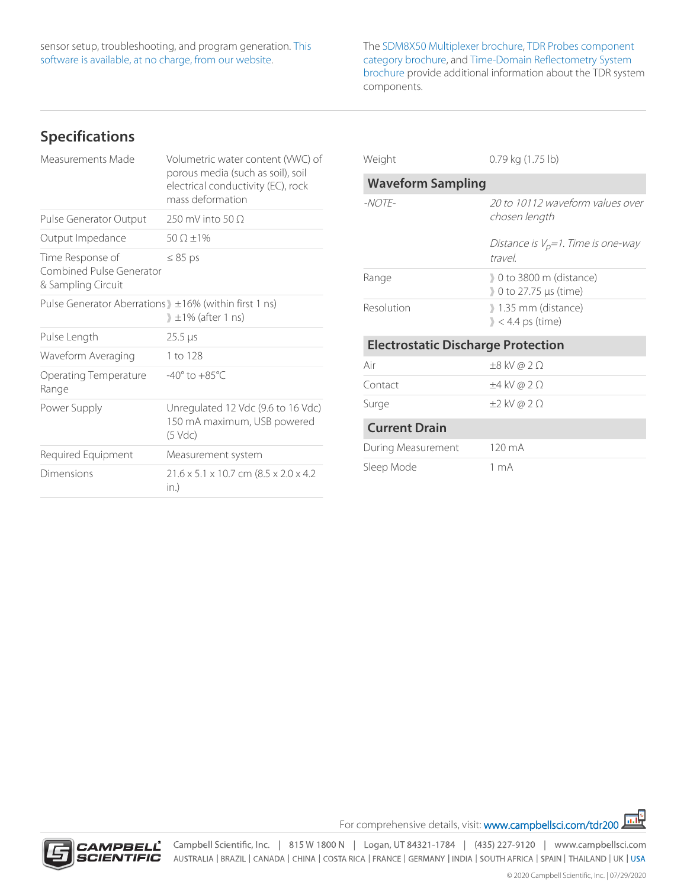sensor setup, troubleshooting, and program generation. This software is available, at no charge, from our website.

The SDM8X50 Multiplexer brochure, TDR Probes component category brochure, and Time-Domain Reflectometry System brochure provide additional information about the TDR system components.

## Specifications

| | |
|---|---|
| Measurements Made | Volumetric water content (VWC) of porous media (such as soil), soil electrical conductivity (EC), rock mass deformation |
| Pulse Generator Output | 250 mV into 50 Ω |
| Output Impedance | 50 Ω ±1% |
| Time Response of Combined Pulse Generator & Sampling Circuit | ≤ 85 ps |
| Pulse Generator Aberrations | ±16% (within first 1 ns)<br>±1% (after 1 ns) |
| Pulse Length | 25.5 µs |
| Waveform Averaging | 1 to 128 |
| Operating Temperature Range | -40° to +85°C |
| Power Supply | Unregulated 12 Vdc (9.6 to 16 Vdc) 150 mA maximum, USB powered (5 Vdc) |
| Required Equipment | Measurement system |
| Dimensions | 21.6 x 5.1 x 10.7 cm (8.5 x 2.0 x 4.2 in.) |
| Weight | 0.79 kg (1.75 lb) |

### Waveform Sampling

| | |
|---|---|
| *-NOTE-* | *20 to 10112 waveform values over chosen length*<br><br>*Distance is $V_p$=1. Time is one-way travel.* |
| Range | 0 to 3800 m (distance)<br>0 to 27.75 µs (time) |
| Resolution | 1.35 mm (distance)<br>< 4.4 ps (time) |

### Electrostatic Discharge Protection

| | |
|---|---|
| Air | ±8 kV @ 2 Ω |
| Contact | ±4 kV @ 2 Ω |
| Surge | ±2 kV @ 2 Ω |

### Current Drain

| | |
|---|---|
| During Measurement | 120 mA |
| Sleep Mode | 1 mA |

For comprehensive details, visit: www.campbellsci.com/tdr200

Campbell Scientific, Inc. | 815 W 1800 N | Logan, UT 84321-1784 | (435) 227-9120 | www.campbellsci.com

AUSTRALIA | BRAZIL | CANADA | CHINA | COSTA RICA | FRANCE | GERMANY | INDIA | SOUTH AFRICA | SPAIN | THAILAND | UK | USA

© 2020 Campbell Scientific, Inc. | 07/29/2020